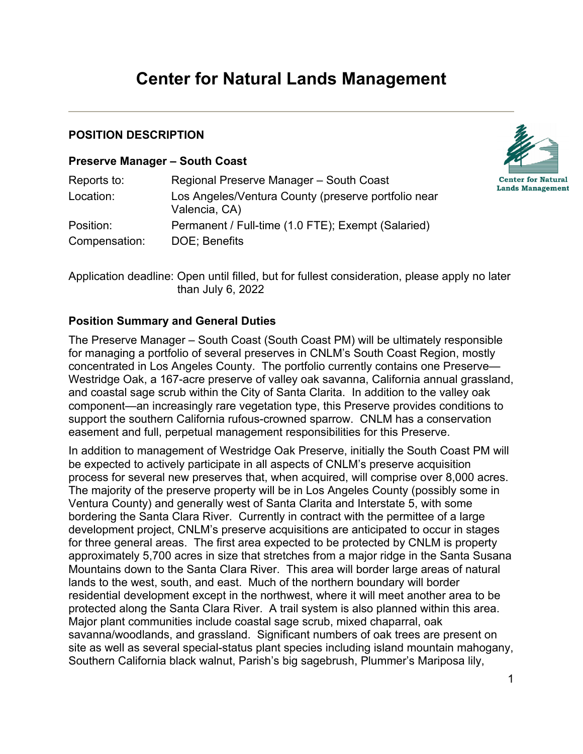# Center for Natural Lands Management

### POSITION DESCRIPTION

**Preserve Manager – South Coast**

| | |
|---|---|
| Reports to: | Regional Preserve Manager – South Coast |
| Location: | Los Angeles/Ventura County (preserve portfolio near Valencia, CA) |
| Position: | Permanent / Full-time (1.0 FTE); Exempt (Salaried) |
| Compensation: | DOE; Benefits |

Application deadline: Open until filled, but for fullest consideration, please apply no later than July 6, 2022

### Position Summary and General Duties

The Preserve Manager – South Coast (South Coast PM) will be ultimately responsible for managing a portfolio of several preserves in CNLM's South Coast Region, mostly concentrated in Los Angeles County. The portfolio currently contains one Preserve—Westridge Oak, a 167-acre preserve of valley oak savanna, California annual grassland, and coastal sage scrub within the City of Santa Clarita. In addition to the valley oak component—an increasingly rare vegetation type, this Preserve provides conditions to support the southern California rufous-crowned sparrow. CNLM has a conservation easement and full, perpetual management responsibilities for this Preserve.

In addition to management of Westridge Oak Preserve, initially the South Coast PM will be expected to actively participate in all aspects of CNLM's preserve acquisition process for several new preserves that, when acquired, will comprise over 8,000 acres. The majority of the preserve property will be in Los Angeles County (possibly some in Ventura County) and generally west of Santa Clarita and Interstate 5, with some bordering the Santa Clara River. Currently in contract with the permittee of a large development project, CNLM's preserve acquisitions are anticipated to occur in stages for three general areas. The first area expected to be protected by CNLM is property approximately 5,700 acres in size that stretches from a major ridge in the Santa Susana Mountains down to the Santa Clara River. This area will border large areas of natural lands to the west, south, and east. Much of the northern boundary will border residential development except in the northwest, where it will meet another area to be protected along the Santa Clara River. A trail system is also planned within this area. Major plant communities include coastal sage scrub, mixed chaparral, oak savanna/woodlands, and grassland. Significant numbers of oak trees are present on site as well as several special-status plant species including island mountain mahogany, Southern California black walnut, Parish's big sagebrush, Plummer's Mariposa lily,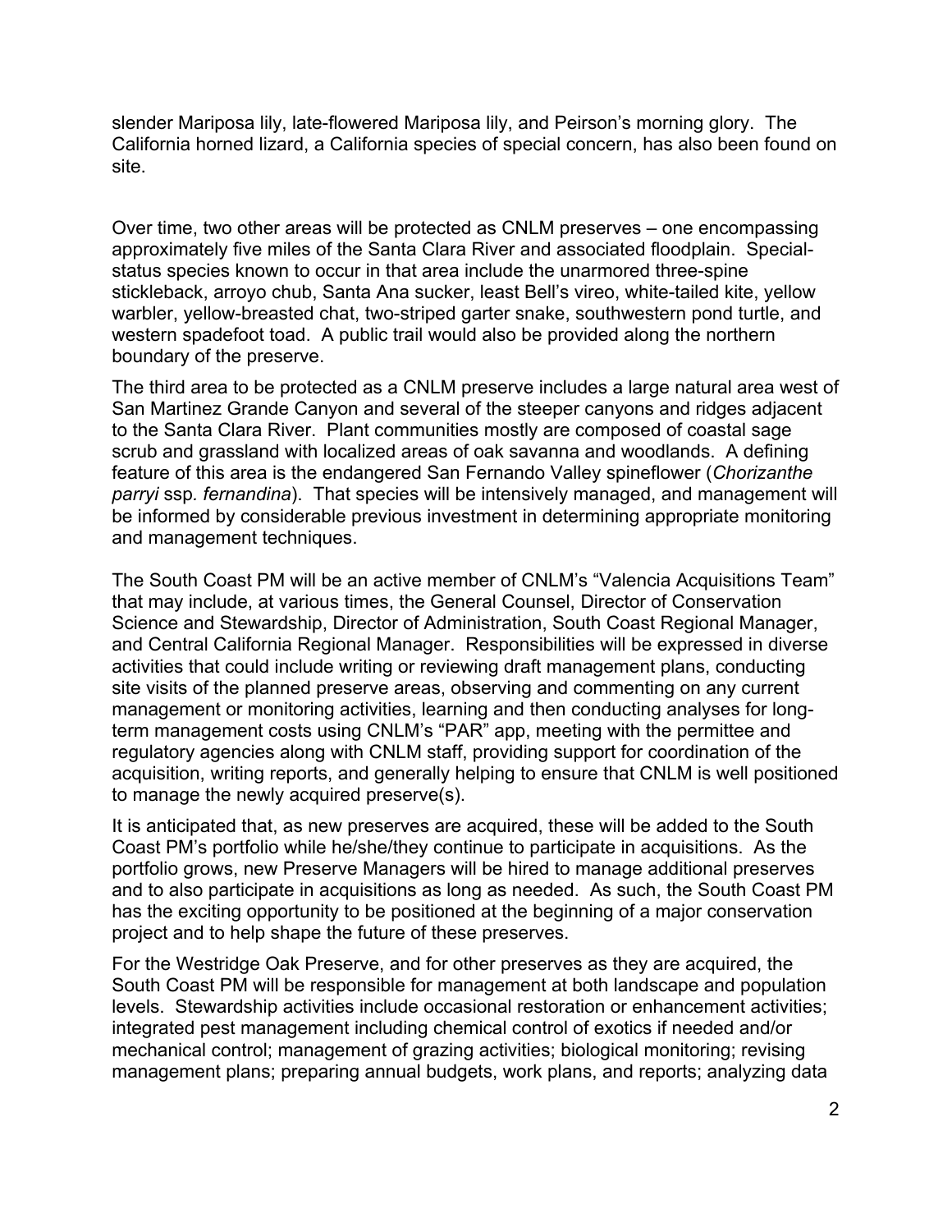slender Mariposa lily, late-flowered Mariposa lily, and Peirson's morning glory. The California horned lizard, a California species of special concern, has also been found on site.

Over time, two other areas will be protected as CNLM preserves – one encompassing approximately five miles of the Santa Clara River and associated floodplain. Special-status species known to occur in that area include the unarmored three-spine stickleback, arroyo chub, Santa Ana sucker, least Bell's vireo, white-tailed kite, yellow warbler, yellow-breasted chat, two-striped garter snake, southwestern pond turtle, and western spadefoot toad. A public trail would also be provided along the northern boundary of the preserve.

The third area to be protected as a CNLM preserve includes a large natural area west of San Martinez Grande Canyon and several of the steeper canyons and ridges adjacent to the Santa Clara River. Plant communities mostly are composed of coastal sage scrub and grassland with localized areas of oak savanna and woodlands. A defining feature of this area is the endangered San Fernando Valley spineflower (*Chorizanthe parryi* ssp. *fernandina*). That species will be intensively managed, and management will be informed by considerable previous investment in determining appropriate monitoring and management techniques.

The South Coast PM will be an active member of CNLM's "Valencia Acquisitions Team" that may include, at various times, the General Counsel, Director of Conservation Science and Stewardship, Director of Administration, South Coast Regional Manager, and Central California Regional Manager. Responsibilities will be expressed in diverse activities that could include writing or reviewing draft management plans, conducting site visits of the planned preserve areas, observing and commenting on any current management or monitoring activities, learning and then conducting analyses for long-term management costs using CNLM's "PAR" app, meeting with the permittee and regulatory agencies along with CNLM staff, providing support for coordination of the acquisition, writing reports, and generally helping to ensure that CNLM is well positioned to manage the newly acquired preserve(s).

It is anticipated that, as new preserves are acquired, these will be added to the South Coast PM's portfolio while he/she/they continue to participate in acquisitions. As the portfolio grows, new Preserve Managers will be hired to manage additional preserves and to also participate in acquisitions as long as needed. As such, the South Coast PM has the exciting opportunity to be positioned at the beginning of a major conservation project and to help shape the future of these preserves.

For the Westridge Oak Preserve, and for other preserves as they are acquired, the South Coast PM will be responsible for management at both landscape and population levels. Stewardship activities include occasional restoration or enhancement activities; integrated pest management including chemical control of exotics if needed and/or mechanical control; management of grazing activities; biological monitoring; revising management plans; preparing annual budgets, work plans, and reports; analyzing data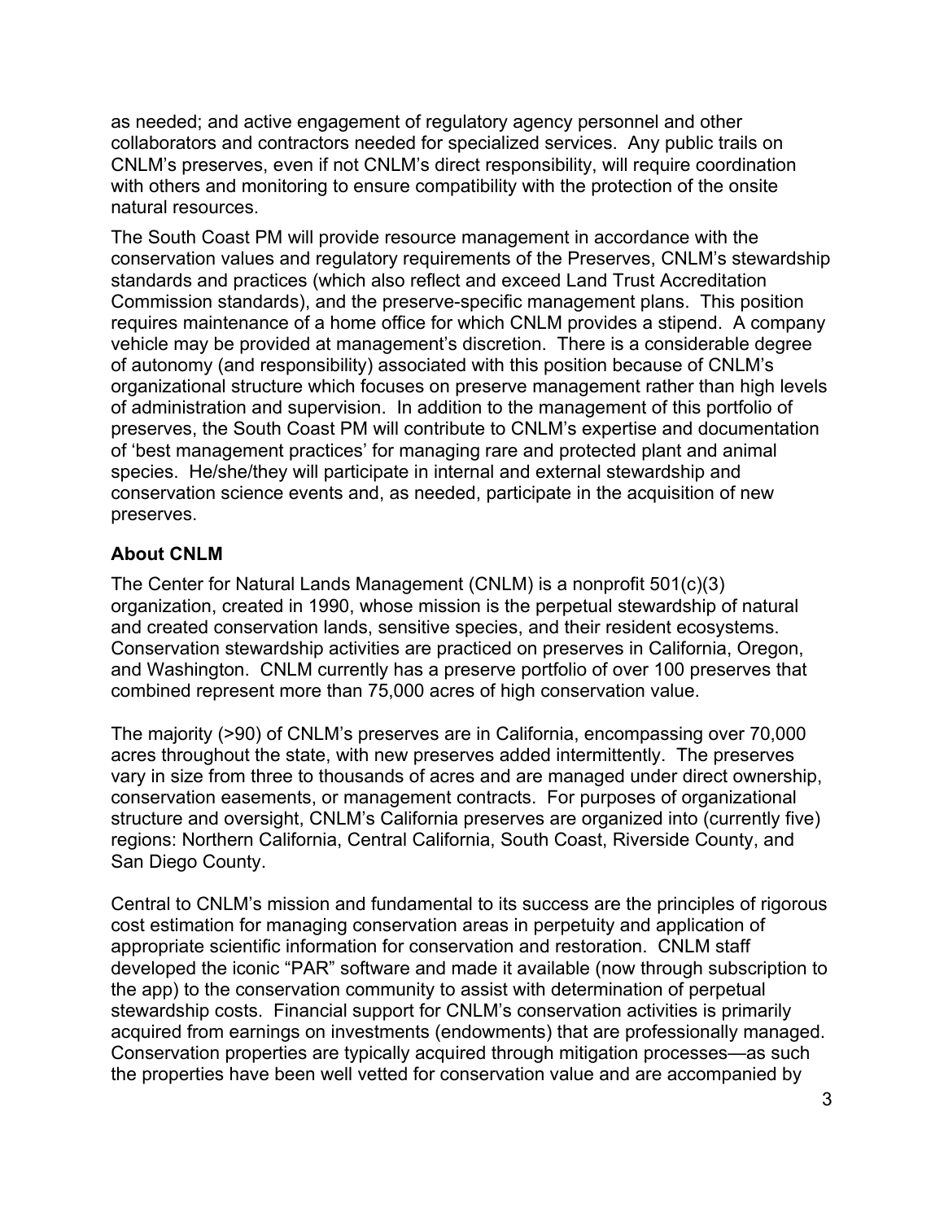as needed; and active engagement of regulatory agency personnel and other collaborators and contractors needed for specialized services. Any public trails on CNLM's preserves, even if not CNLM's direct responsibility, will require coordination with others and monitoring to ensure compatibility with the protection of the onsite natural resources.

The South Coast PM will provide resource management in accordance with the conservation values and regulatory requirements of the Preserves, CNLM's stewardship standards and practices (which also reflect and exceed Land Trust Accreditation Commission standards), and the preserve-specific management plans. This position requires maintenance of a home office for which CNLM provides a stipend. A company vehicle may be provided at management's discretion. There is a considerable degree of autonomy (and responsibility) associated with this position because of CNLM's organizational structure which focuses on preserve management rather than high levels of administration and supervision. In addition to the management of this portfolio of preserves, the South Coast PM will contribute to CNLM's expertise and documentation of 'best management practices' for managing rare and protected plant and animal species. He/she/they will participate in internal and external stewardship and conservation science events and, as needed, participate in the acquisition of new preserves.

**About CNLM**

The Center for Natural Lands Management (CNLM) is a nonprofit 501(c)(3) organization, created in 1990, whose mission is the perpetual stewardship of natural and created conservation lands, sensitive species, and their resident ecosystems. Conservation stewardship activities are practiced on preserves in California, Oregon, and Washington. CNLM currently has a preserve portfolio of over 100 preserves that combined represent more than 75,000 acres of high conservation value.

The majority (>90) of CNLM's preserves are in California, encompassing over 70,000 acres throughout the state, with new preserves added intermittently. The preserves vary in size from three to thousands of acres and are managed under direct ownership, conservation easements, or management contracts. For purposes of organizational structure and oversight, CNLM's California preserves are organized into (currently five) regions: Northern California, Central California, South Coast, Riverside County, and San Diego County.

Central to CNLM's mission and fundamental to its success are the principles of rigorous cost estimation for managing conservation areas in perpetuity and application of appropriate scientific information for conservation and restoration. CNLM staff developed the iconic "PAR" software and made it available (now through subscription to the app) to the conservation community to assist with determination of perpetual stewardship costs. Financial support for CNLM's conservation activities is primarily acquired from earnings on investments (endowments) that are professionally managed. Conservation properties are typically acquired through mitigation processes—as such the properties have been well vetted for conservation value and are accompanied by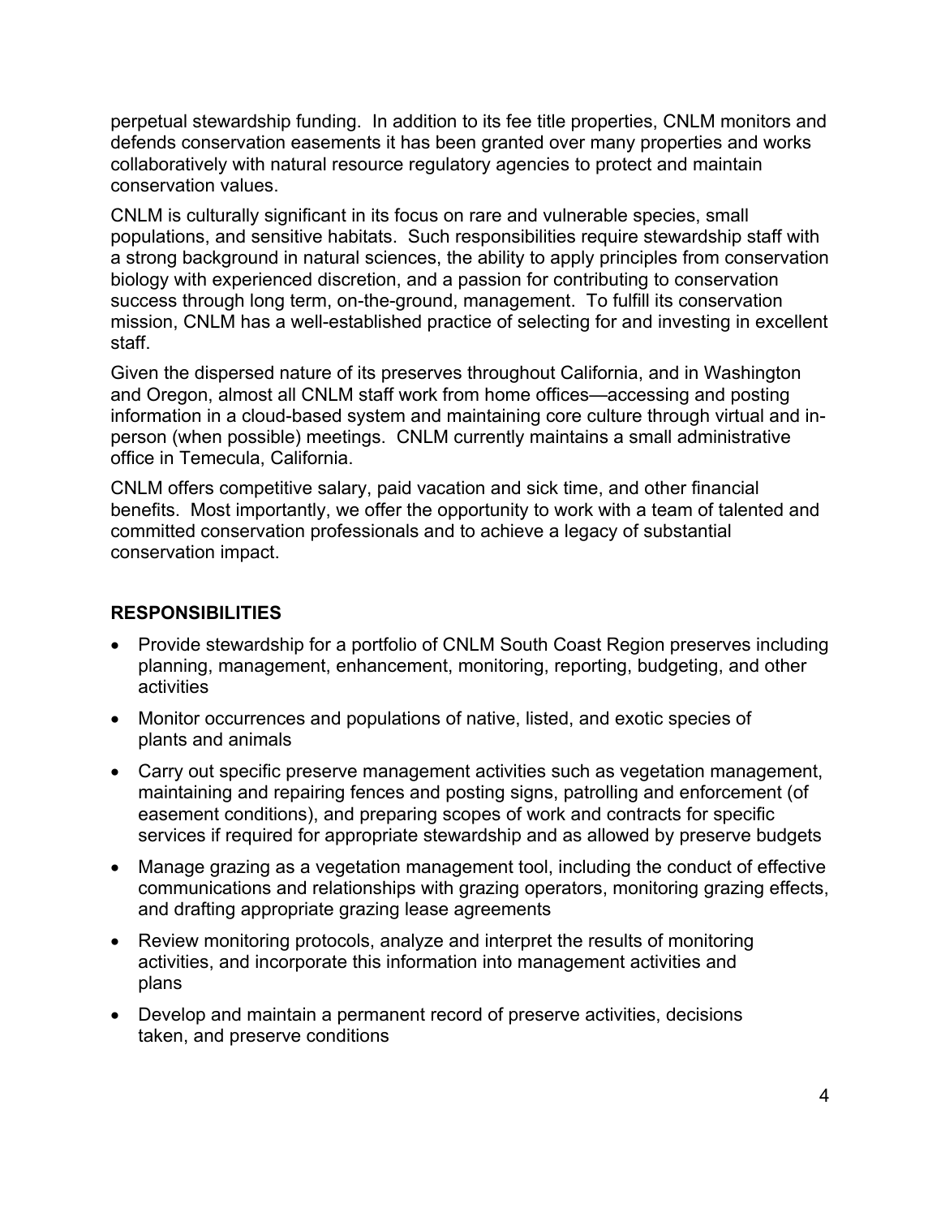perpetual stewardship funding. In addition to its fee title properties, CNLM monitors and defends conservation easements it has been granted over many properties and works collaboratively with natural resource regulatory agencies to protect and maintain conservation values.

CNLM is culturally significant in its focus on rare and vulnerable species, small populations, and sensitive habitats. Such responsibilities require stewardship staff with a strong background in natural sciences, the ability to apply principles from conservation biology with experienced discretion, and a passion for contributing to conservation success through long term, on-the-ground, management. To fulfill its conservation mission, CNLM has a well-established practice of selecting for and investing in excellent staff.

Given the dispersed nature of its preserves throughout California, and in Washington and Oregon, almost all CNLM staff work from home offices—accessing and posting information in a cloud-based system and maintaining core culture through virtual and in-person (when possible) meetings. CNLM currently maintains a small administrative office in Temecula, California.

CNLM offers competitive salary, paid vacation and sick time, and other financial benefits. Most importantly, we offer the opportunity to work with a team of talented and committed conservation professionals and to achieve a legacy of substantial conservation impact.

## RESPONSIBILITIES

- Provide stewardship for a portfolio of CNLM South Coast Region preserves including planning, management, enhancement, monitoring, reporting, budgeting, and other activities
- Monitor occurrences and populations of native, listed, and exotic species of plants and animals
- Carry out specific preserve management activities such as vegetation management, maintaining and repairing fences and posting signs, patrolling and enforcement (of easement conditions), and preparing scopes of work and contracts for specific services if required for appropriate stewardship and as allowed by preserve budgets
- Manage grazing as a vegetation management tool, including the conduct of effective communications and relationships with grazing operators, monitoring grazing effects, and drafting appropriate grazing lease agreements
- Review monitoring protocols, analyze and interpret the results of monitoring activities, and incorporate this information into management activities and plans
- Develop and maintain a permanent record of preserve activities, decisions taken, and preserve conditions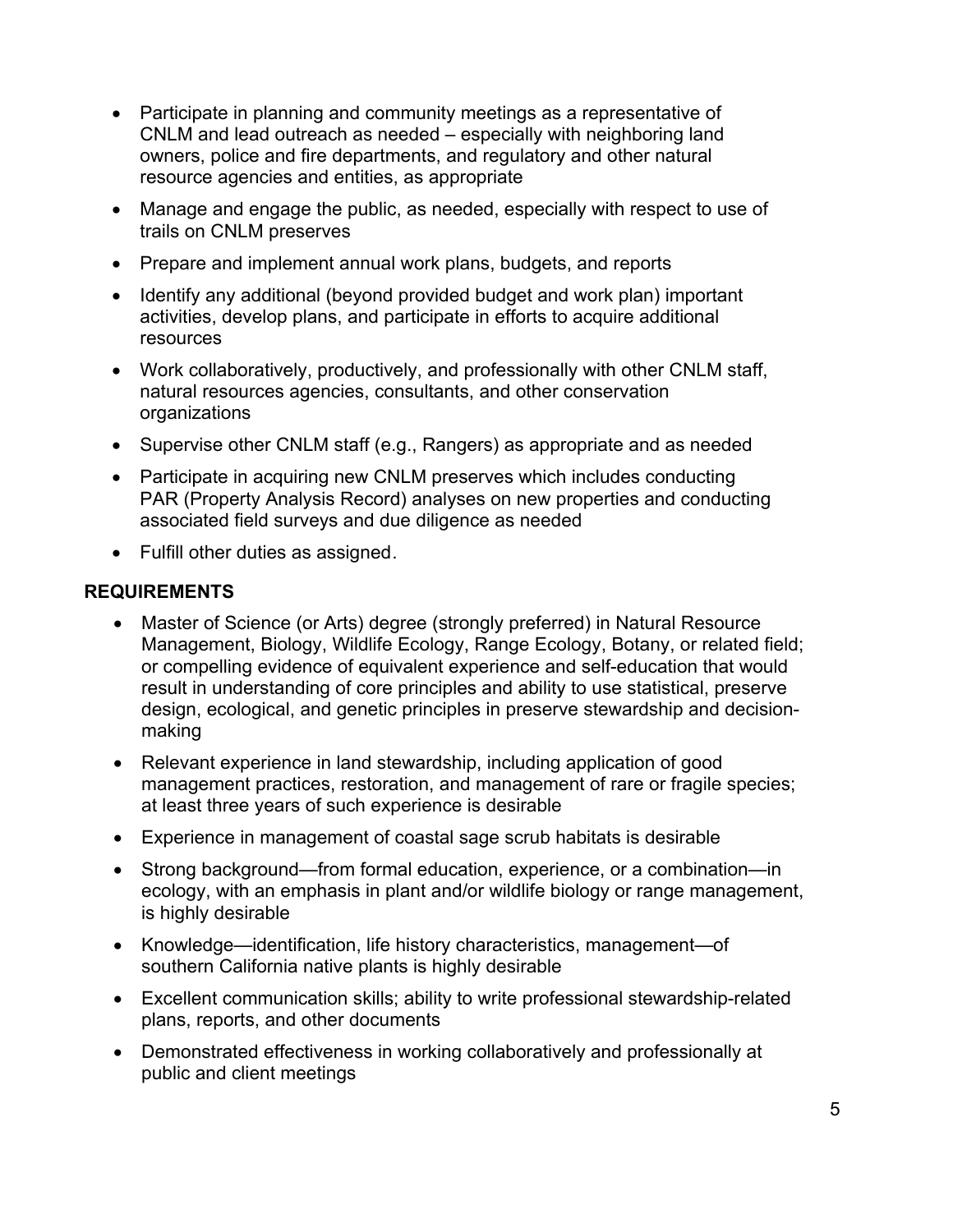- Participate in planning and community meetings as a representative of CNLM and lead outreach as needed – especially with neighboring land owners, police and fire departments, and regulatory and other natural resource agencies and entities, as appropriate
- Manage and engage the public, as needed, especially with respect to use of trails on CNLM preserves
- Prepare and implement annual work plans, budgets, and reports
- Identify any additional (beyond provided budget and work plan) important activities, develop plans, and participate in efforts to acquire additional resources
- Work collaboratively, productively, and professionally with other CNLM staff, natural resources agencies, consultants, and other conservation organizations
- Supervise other CNLM staff (e.g., Rangers) as appropriate and as needed
- Participate in acquiring new CNLM preserves which includes conducting PAR (Property Analysis Record) analyses on new properties and conducting associated field surveys and due diligence as needed
- Fulfill other duties as assigned.

**REQUIREMENTS**

- Master of Science (or Arts) degree (strongly preferred) in Natural Resource Management, Biology, Wildlife Ecology, Range Ecology, Botany, or related field; or compelling evidence of equivalent experience and self-education that would result in understanding of core principles and ability to use statistical, preserve design, ecological, and genetic principles in preserve stewardship and decision-making
- Relevant experience in land stewardship, including application of good management practices, restoration, and management of rare or fragile species; at least three years of such experience is desirable
- Experience in management of coastal sage scrub habitats is desirable
- Strong background—from formal education, experience, or a combination—in ecology, with an emphasis in plant and/or wildlife biology or range management, is highly desirable
- Knowledge—identification, life history characteristics, management—of southern California native plants is highly desirable
- Excellent communication skills; ability to write professional stewardship-related plans, reports, and other documents
- Demonstrated effectiveness in working collaboratively and professionally at public and client meetings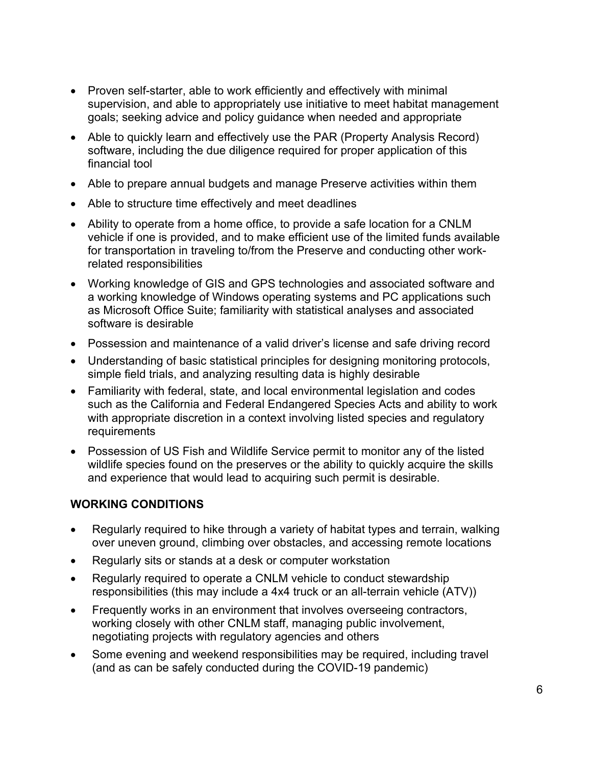- Proven self-starter, able to work efficiently and effectively with minimal supervision, and able to appropriately use initiative to meet habitat management goals; seeking advice and policy guidance when needed and appropriate
- Able to quickly learn and effectively use the PAR (Property Analysis Record) software, including the due diligence required for proper application of this financial tool
- Able to prepare annual budgets and manage Preserve activities within them
- Able to structure time effectively and meet deadlines
- Ability to operate from a home office, to provide a safe location for a CNLM vehicle if one is provided, and to make efficient use of the limited funds available for transportation in traveling to/from the Preserve and conducting other work-related responsibilities
- Working knowledge of GIS and GPS technologies and associated software and a working knowledge of Windows operating systems and PC applications such as Microsoft Office Suite; familiarity with statistical analyses and associated software is desirable
- Possession and maintenance of a valid driver's license and safe driving record
- Understanding of basic statistical principles for designing monitoring protocols, simple field trials, and analyzing resulting data is highly desirable
- Familiarity with federal, state, and local environmental legislation and codes such as the California and Federal Endangered Species Acts and ability to work with appropriate discretion in a context involving listed species and regulatory requirements
- Possession of US Fish and Wildlife Service permit to monitor any of the listed wildlife species found on the preserves or the ability to quickly acquire the skills and experience that would lead to acquiring such permit is desirable.

## WORKING CONDITIONS

- Regularly required to hike through a variety of habitat types and terrain, walking over uneven ground, climbing over obstacles, and accessing remote locations
- Regularly sits or stands at a desk or computer workstation
- Regularly required to operate a CNLM vehicle to conduct stewardship responsibilities (this may include a 4x4 truck or an all-terrain vehicle (ATV))
- Frequently works in an environment that involves overseeing contractors, working closely with other CNLM staff, managing public involvement, negotiating projects with regulatory agencies and others
- Some evening and weekend responsibilities may be required, including travel (and as can be safely conducted during the COVID-19 pandemic)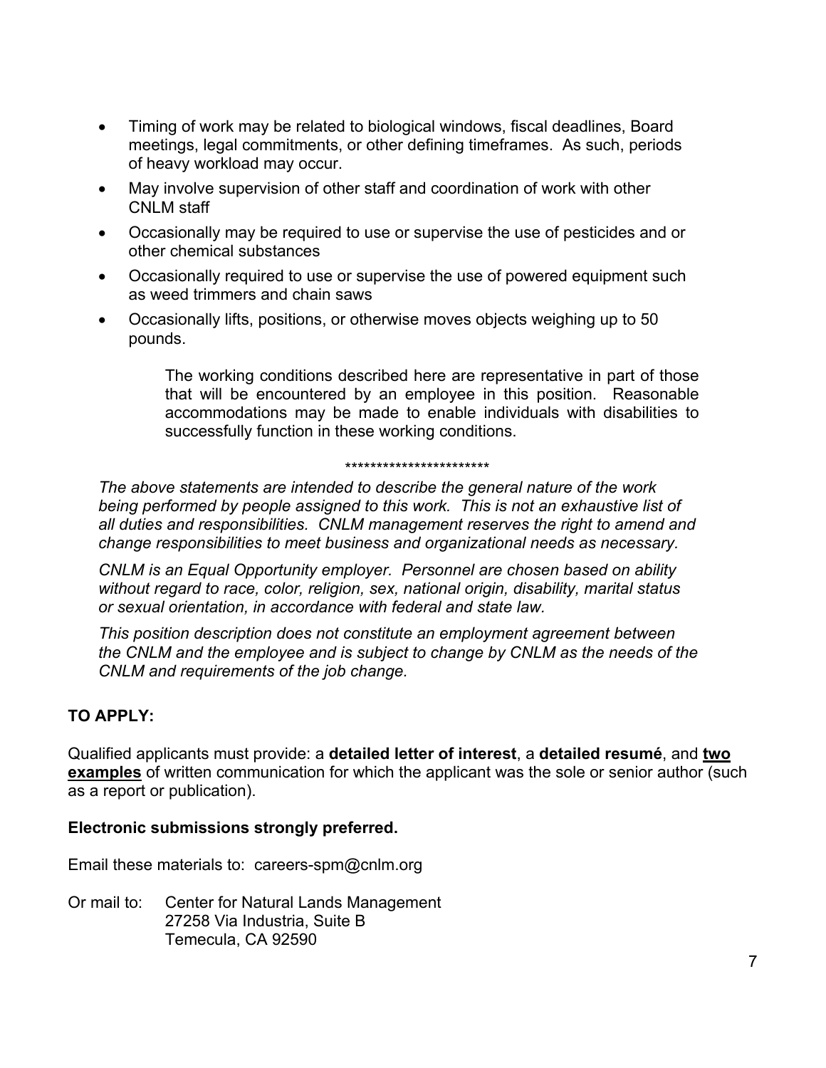- Timing of work may be related to biological windows, fiscal deadlines, Board meetings, legal commitments, or other defining timeframes. As such, periods of heavy workload may occur.
- May involve supervision of other staff and coordination of work with other CNLM staff
- Occasionally may be required to use or supervise the use of pesticides and or other chemical substances
- Occasionally required to use or supervise the use of powered equipment such as weed trimmers and chain saws
- Occasionally lifts, positions, or otherwise moves objects weighing up to 50 pounds.

> The working conditions described here are representative in part of those that will be encountered by an employee in this position. Reasonable accommodations may be made to enable individuals with disabilities to successfully function in these working conditions.

***********************

*The above statements are intended to describe the general nature of the work being performed by people assigned to this work. This is not an exhaustive list of all duties and responsibilities. CNLM management reserves the right to amend and change responsibilities to meet business and organizational needs as necessary.*

*CNLM is an Equal Opportunity employer. Personnel are chosen based on ability without regard to race, color, religion, sex, national origin, disability, marital status or sexual orientation, in accordance with federal and state law.*

*This position description does not constitute an employment agreement between the CNLM and the employee and is subject to change by CNLM as the needs of the CNLM and requirements of the job change.*

**TO APPLY:**

Qualified applicants must provide: a **detailed letter of interest**, a **detailed resumé**, and <u>**two examples**</u> of written communication for which the applicant was the sole or senior author (such as a report or publication).

**Electronic submissions strongly preferred.**

Email these materials to: careers-spm@cnlm.org

Or mail to: Center for Natural Lands Management
27258 Via Industria, Suite B
Temecula, CA 92590